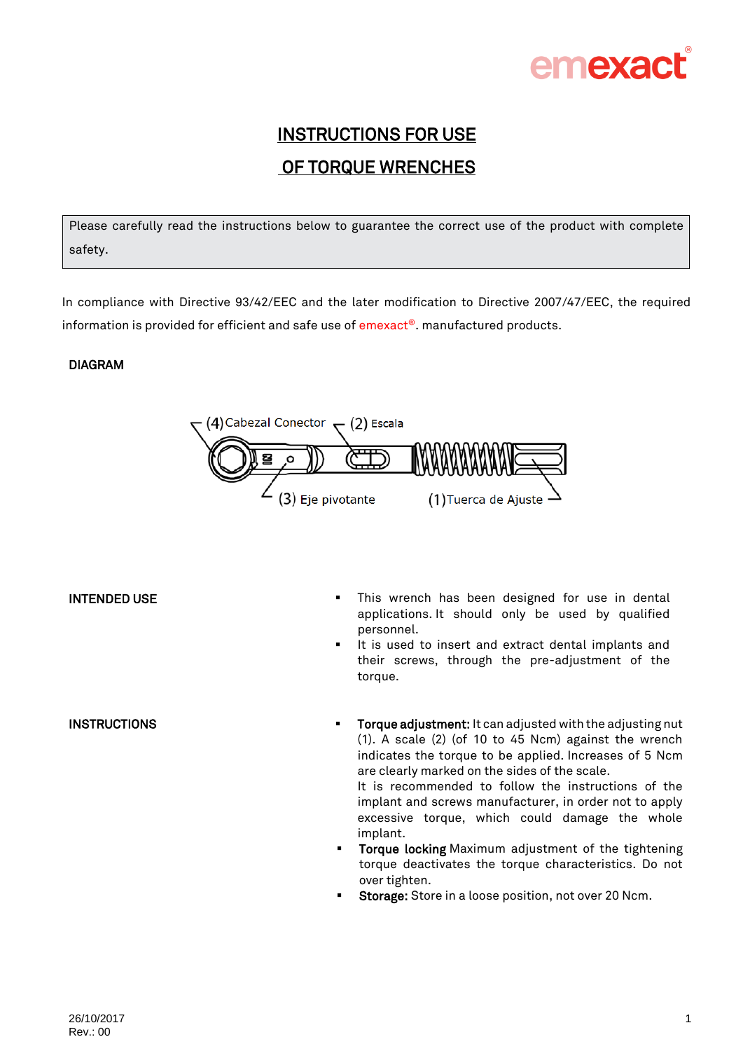emexact®

# INSTRUCTIONS FOR USE OF TORQUE WRENCHES

> Please carefully read the instructions below to guarantee the correct use of the product with complete safety.

In compliance with Directive 93/42/EEC and the later modification to Directive 2007/47/EEC, the required information is provided for efficient and safe use of emexact®. manufactured products.

## DIAGRAM

(4) Cabezal Conector
(2) Escala
(3) Eje pivotante
(1) Tuerca de Ajuste

## INTENDED USE

- This wrench has been designed for use in dental applications. It should only be used by qualified personnel.
- It is used to insert and extract dental implants and their screws, through the pre-adjustment of the torque.

## INSTRUCTIONS

- **Torque adjustment:** It can adjusted with the adjusting nut (1). A scale (2) (of 10 to 45 Ncm) against the wrench indicates the torque to be applied. Increases of 5 Ncm are clearly marked on the sides of the scale.
  It is recommended to follow the instructions of the implant and screws manufacturer, in order not to apply excessive torque, which could damage the whole implant.
- **Torque locking** Maximum adjustment of the tightening torque deactivates the torque characteristics. Do not over tighten.
- **Storage:** Store in a loose position, not over 20 Ncm.

26/10/2017
Rev.: 00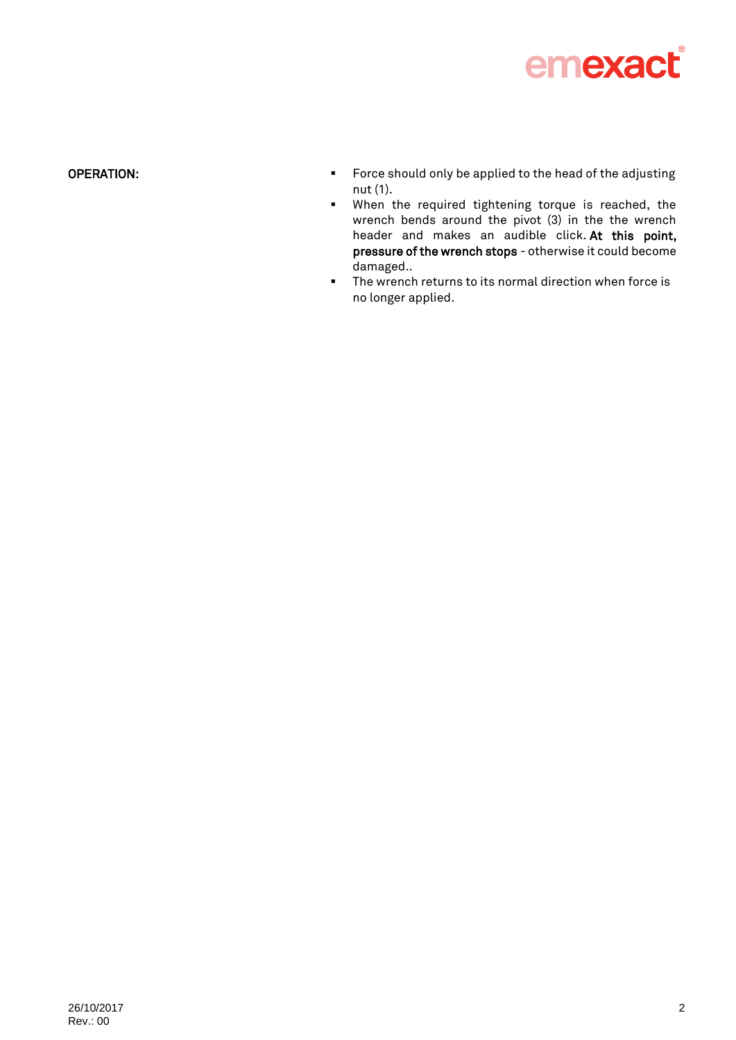**OPERATION:**

- Force should only be applied to the head of the adjusting nut (1).
- When the required tightening torque is reached, the wrench bends around the pivot (3) in the the wrench header and makes an audible click. **At this point, pressure of the wrench stops** - otherwise it could become damaged..
- The wrench returns to its normal direction when force is no longer applied.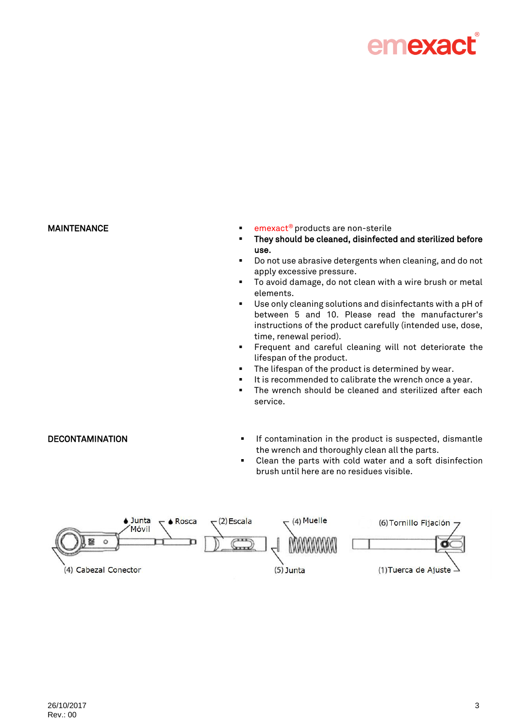## MAINTENANCE

- emexact® products are non-sterile
- **They should be cleaned, disinfected and sterilized before use.**
- Do not use abrasive detergents when cleaning, and do not apply excessive pressure.
- To avoid damage, do not clean with a wire brush or metal elements.
- Use only cleaning solutions and disinfectants with a pH of between 5 and 10. Please read the manufacturer's instructions of the product carefully (intended use, dose, time, renewal period).
- Frequent and careful cleaning will not deteriorate the lifespan of the product.
- The lifespan of the product is determined by wear.
- It is recommended to calibrate the wrench once a year.
- The wrench should be cleaned and sterilized after each service.

## DECONTAMINATION

- If contamination in the product is suspected, dismantle the wrench and thoroughly clean all the parts.
- Clean the parts with cold water and a soft disinfection brush until here are no residues visible.

Junta Móvil
Rosca
(2) Escala
(4) Muelle
(6) Tornillo Fijación
(4) Cabezal Conector
(5) Junta
(1) Tuerca de Ajuste

26/10/2017
Rev.: 00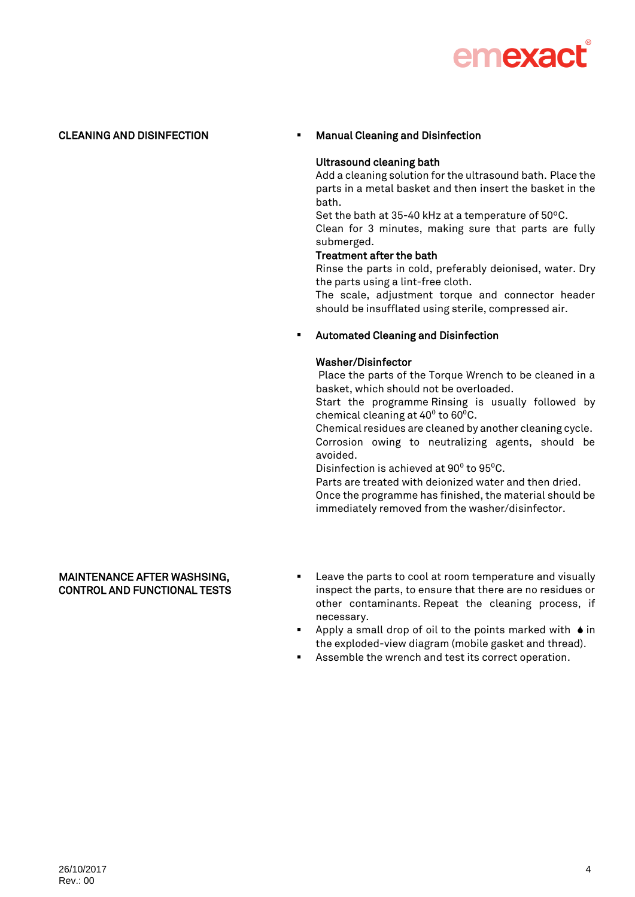## CLEANING AND DISINFECTION

- **Manual Cleaning and Disinfection**

  **Ultrasound cleaning bath**
  Add a cleaning solution for the ultrasound bath. Place the parts in a metal basket and then insert the basket in the bath.
  Set the bath at 35-40 kHz at a temperature of 50ºC.
  Clean for 3 minutes, making sure that parts are fully submerged.
  **Treatment after the bath**
  Rinse the parts in cold, preferably deionised, water. Dry the parts using a lint-free cloth.
  The scale, adjustment torque and connector header should be insufflated using sterile, compressed air.

- **Automated Cleaning and Disinfection**

  **Washer/Disinfector**
  Place the parts of the Torque Wrench to be cleaned in a basket, which should not be overloaded.
  Start the programme Rinsing is usually followed by chemical cleaning at $40^0$ to $60^0$C.
  Chemical residues are cleaned by another cleaning cycle.
  Corrosion owing to neutralizing agents, should be avoided.
  Disinfection is achieved at $90^0$ to $95^0$C.
  Parts are treated with deionized water and then dried.
  Once the programme has finished, the material should be immediately removed from the washer/disinfector.

## MAINTENANCE AFTER WASHSING, CONTROL AND FUNCTIONAL TESTS

- Leave the parts to cool at room temperature and visually inspect the parts, to ensure that there are no residues or other contaminants. Repeat the cleaning process, if necessary.
- Apply a small drop of oil to the points marked with 🌢 in the exploded-view diagram (mobile gasket and thread).
- Assemble the wrench and test its correct operation.

26/10/2017
Rev.: 00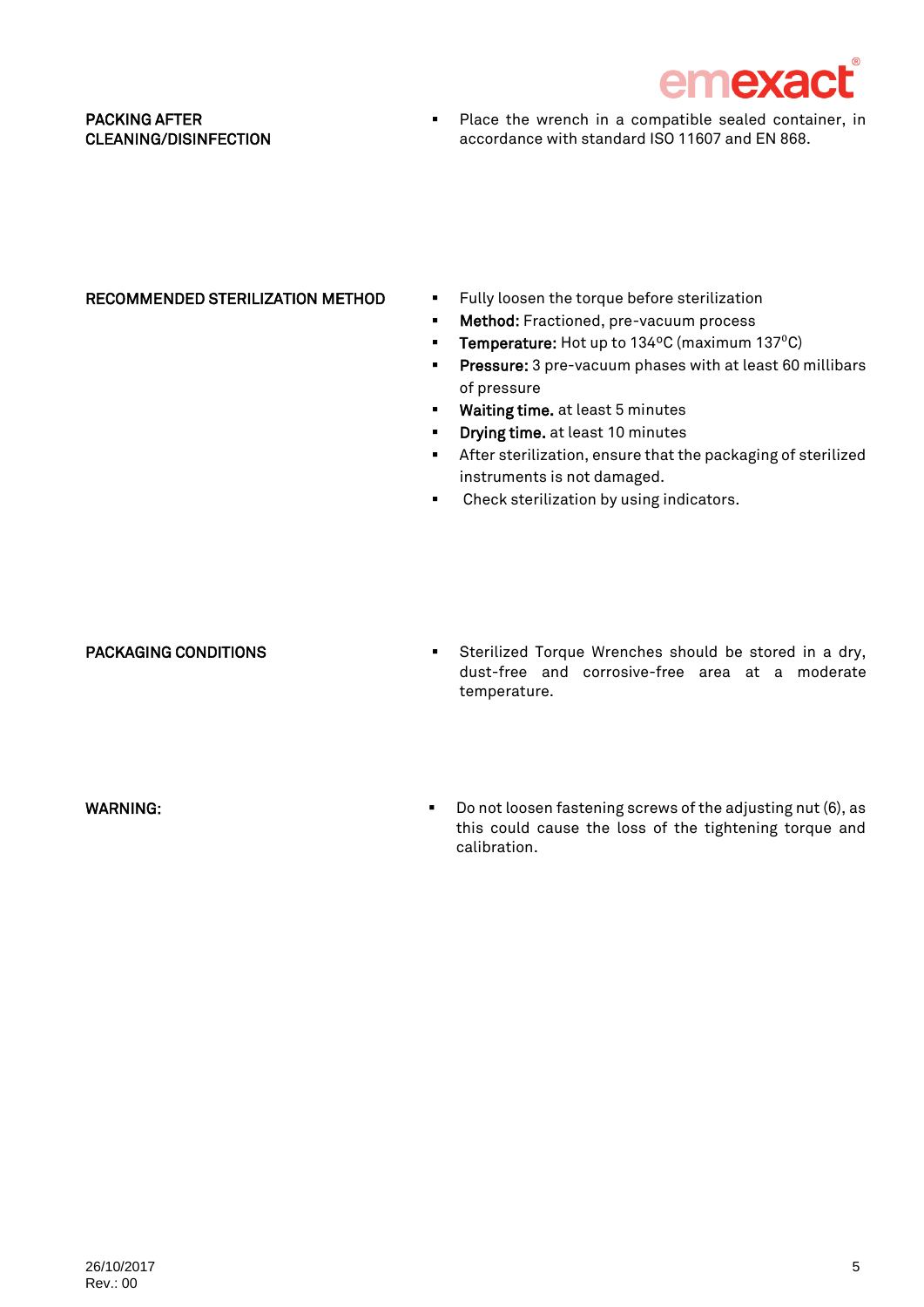## PACKING AFTER CLEANING/DISINFECTION

- Place the wrench in a compatible sealed container, in accordance with standard ISO 11607 and EN 868.

## RECOMMENDED STERILIZATION METHOD

- Fully loosen the torque before sterilization
- **Method:** Fractioned, pre-vacuum process
- **Temperature:** Hot up to 134ºC (maximum 137ºC)
- **Pressure:** 3 pre-vacuum phases with at least 60 millibars of pressure
- **Waiting time.** at least 5 minutes
- **Drying time.** at least 10 minutes
- After sterilization, ensure that the packaging of sterilized instruments is not damaged.
- Check sterilization by using indicators.

## PACKAGING CONDITIONS

- Sterilized Torque Wrenches should be stored in a dry, dust-free and corrosive-free area at a moderate temperature.

## WARNING:

- Do not loosen fastening screws of the adjusting nut (6), as this could cause the loss of the tightening torque and calibration.

26/10/2017
Rev.: 00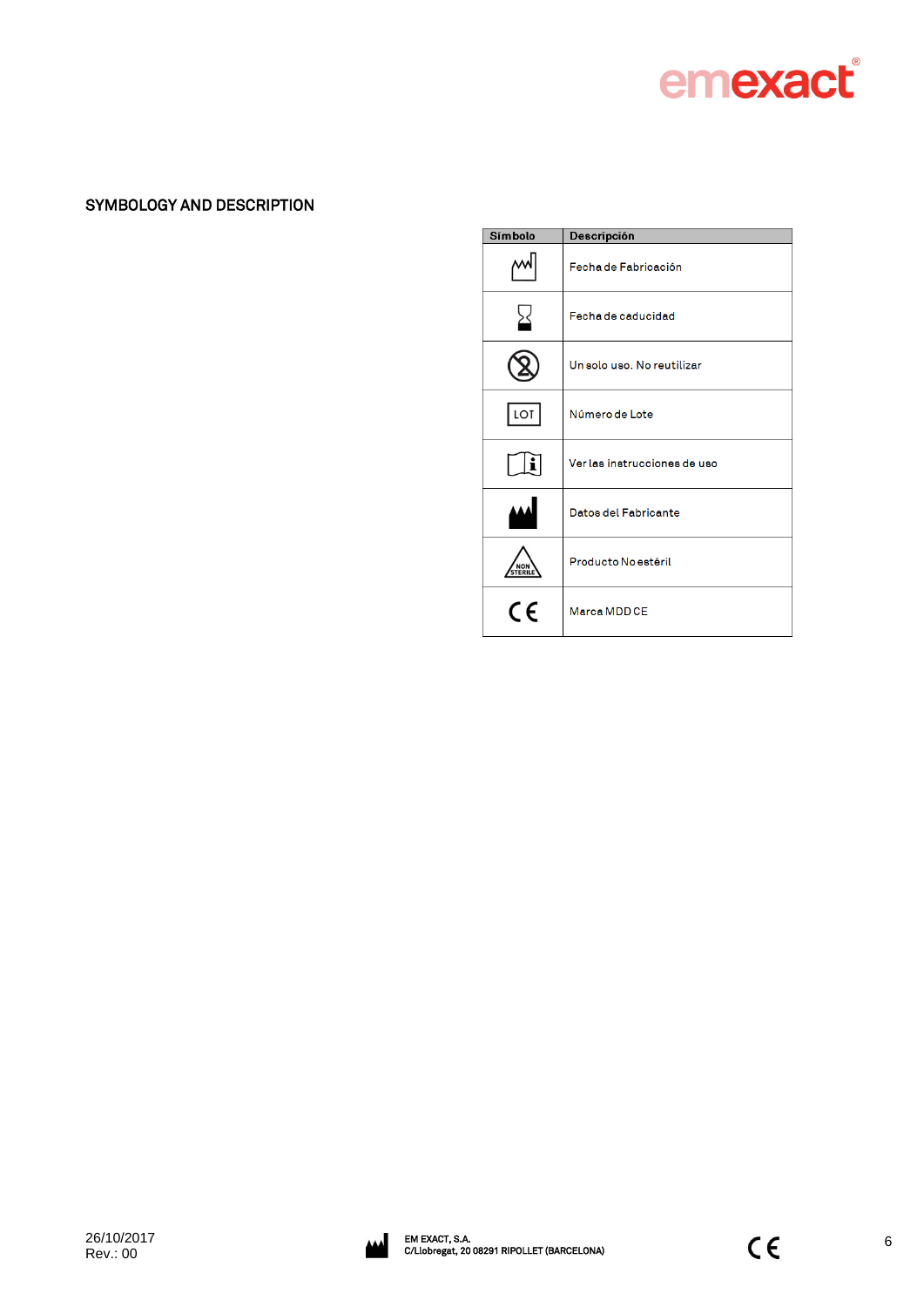## SYMBOLOGY AND DESCRIPTION

| Símbolo | Descripción |
|---|---|
| | Fecha de Fabricación |
| | Fecha de caducidad |
| | Un solo uso. No reutilizar |
| LOT | Número de Lote |
| | Ver las instrucciones de uso |
| | Datos del Fabricante |
| NON STERILE | Producto No estéril |
| CE | Marca MDD CE |